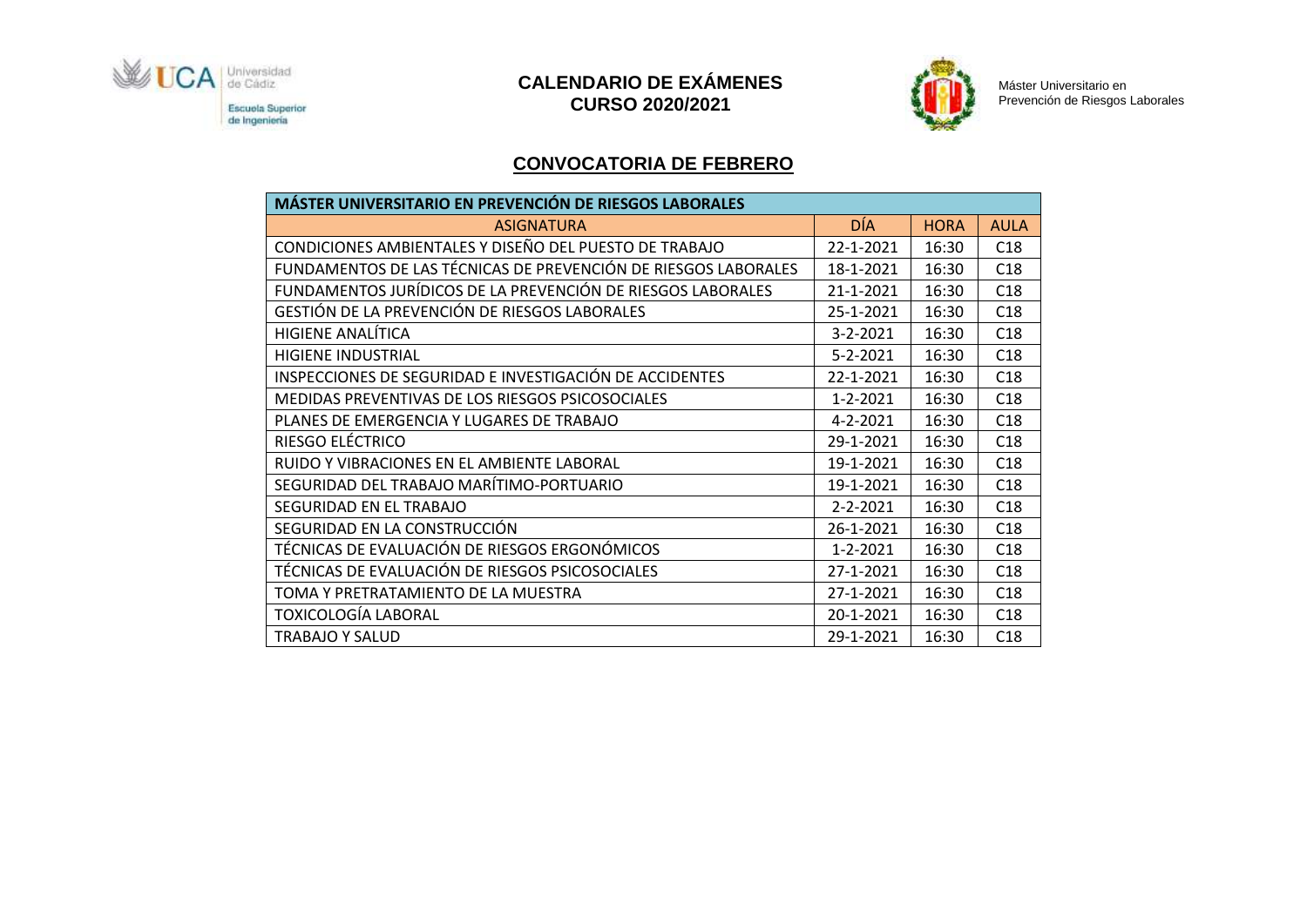Universidad de Cádiz
Escuela Superior de Ingeniería

# CALENDARIO DE EXÁMENES
# CURSO 2020/2021

Máster Universitario en Prevención de Riesgos Laborales

## CONVOCATORIA DE FEBRERO

| MÁSTER UNIVERSITARIO EN PREVENCIÓN DE RIESGOS LABORALES | | | |
|---|---|---|---|
| ASIGNATURA | DÍA | HORA | AULA |
| CONDICIONES AMBIENTALES Y DISEÑO DEL PUESTO DE TRABAJO | 22-1-2021 | 16:30 | C18 |
| FUNDAMENTOS DE LAS TÉCNICAS DE PREVENCIÓN DE RIESGOS LABORALES | 18-1-2021 | 16:30 | C18 |
| FUNDAMENTOS JURÍDICOS DE LA PREVENCIÓN DE RIESGOS LABORALES | 21-1-2021 | 16:30 | C18 |
| GESTIÓN DE LA PREVENCIÓN DE RIESGOS LABORALES | 25-1-2021 | 16:30 | C18 |
| HIGIENE ANALÍTICA | 3-2-2021 | 16:30 | C18 |
| HIGIENE INDUSTRIAL | 5-2-2021 | 16:30 | C18 |
| INSPECCIONES DE SEGURIDAD E INVESTIGACIÓN DE ACCIDENTES | 22-1-2021 | 16:30 | C18 |
| MEDIDAS PREVENTIVAS DE LOS RIESGOS PSICOSOCIALES | 1-2-2021 | 16:30 | C18 |
| PLANES DE EMERGENCIA Y LUGARES DE TRABAJO | 4-2-2021 | 16:30 | C18 |
| RIESGO ELÉCTRICO | 29-1-2021 | 16:30 | C18 |
| RUIDO Y VIBRACIONES EN EL AMBIENTE LABORAL | 19-1-2021 | 16:30 | C18 |
| SEGURIDAD DEL TRABAJO MARÍTIMO-PORTUARIO | 19-1-2021 | 16:30 | C18 |
| SEGURIDAD EN EL TRABAJO | 2-2-2021 | 16:30 | C18 |
| SEGURIDAD EN LA CONSTRUCCIÓN | 26-1-2021 | 16:30 | C18 |
| TÉCNICAS DE EVALUACIÓN DE RIESGOS ERGONÓMICOS | 1-2-2021 | 16:30 | C18 |
| TÉCNICAS DE EVALUACIÓN DE RIESGOS PSICOSOCIALES | 27-1-2021 | 16:30 | C18 |
| TOMA Y PRETRATAMIENTO DE LA MUESTRA | 27-1-2021 | 16:30 | C18 |
| TOXICOLOGÍA LABORAL | 20-1-2021 | 16:30 | C18 |
| TRABAJO Y SALUD | 29-1-2021 | 16:30 | C18 |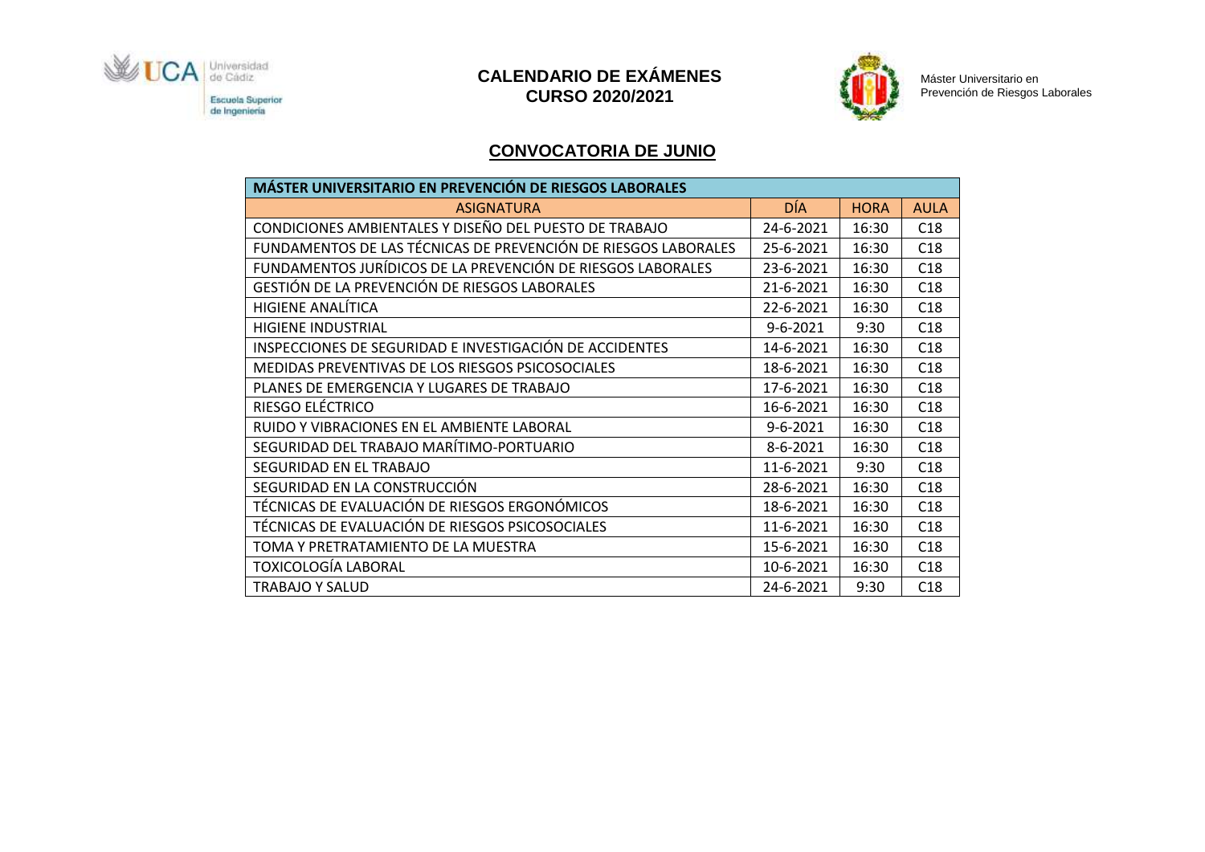Universidad de Cádiz
Escuela Superior de Ingeniería

# CALENDARIO DE EXÁMENES
# CURSO 2020/2021

Máster Universitario en Prevención de Riesgos Laborales

## CONVOCATORIA DE JUNIO

| MÁSTER UNIVERSITARIO EN PREVENCIÓN DE RIESGOS LABORALES | | | |
|---|---|---|---|
| ASIGNATURA | DÍA | HORA | AULA |
| CONDICIONES AMBIENTALES Y DISEÑO DEL PUESTO DE TRABAJO | 24-6-2021 | 16:30 | C18 |
| FUNDAMENTOS DE LAS TÉCNICAS DE PREVENCIÓN DE RIESGOS LABORALES | 25-6-2021 | 16:30 | C18 |
| FUNDAMENTOS JURÍDICOS DE LA PREVENCIÓN DE RIESGOS LABORALES | 23-6-2021 | 16:30 | C18 |
| GESTIÓN DE LA PREVENCIÓN DE RIESGOS LABORALES | 21-6-2021 | 16:30 | C18 |
| HIGIENE ANALÍTICA | 22-6-2021 | 16:30 | C18 |
| HIGIENE INDUSTRIAL | 9-6-2021 | 9:30 | C18 |
| INSPECCIONES DE SEGURIDAD E INVESTIGACIÓN DE ACCIDENTES | 14-6-2021 | 16:30 | C18 |
| MEDIDAS PREVENTIVAS DE LOS RIESGOS PSICOSOCIALES | 18-6-2021 | 16:30 | C18 |
| PLANES DE EMERGENCIA Y LUGARES DE TRABAJO | 17-6-2021 | 16:30 | C18 |
| RIESGO ELÉCTRICO | 16-6-2021 | 16:30 | C18 |
| RUIDO Y VIBRACIONES EN EL AMBIENTE LABORAL | 9-6-2021 | 16:30 | C18 |
| SEGURIDAD DEL TRABAJO MARÍTIMO-PORTUARIO | 8-6-2021 | 16:30 | C18 |
| SEGURIDAD EN EL TRABAJO | 11-6-2021 | 9:30 | C18 |
| SEGURIDAD EN LA CONSTRUCCIÓN | 28-6-2021 | 16:30 | C18 |
| TÉCNICAS DE EVALUACIÓN DE RIESGOS ERGONÓMICOS | 18-6-2021 | 16:30 | C18 |
| TÉCNICAS DE EVALUACIÓN DE RIESGOS PSICOSOCIALES | 11-6-2021 | 16:30 | C18 |
| TOMA Y PRETRATAMIENTO DE LA MUESTRA | 15-6-2021 | 16:30 | C18 |
| TOXICOLOGÍA LABORAL | 10-6-2021 | 16:30 | C18 |
| TRABAJO Y SALUD | 24-6-2021 | 9:30 | C18 |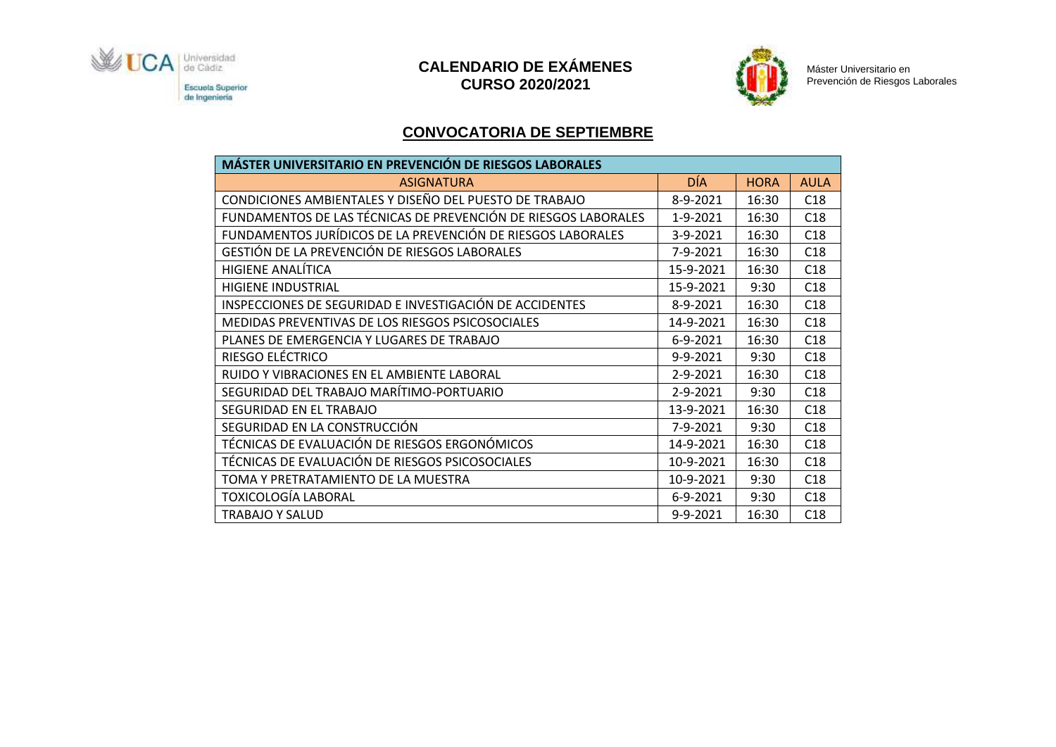Universidad de Cádiz
Escuela Superior de Ingeniería

# CALENDARIO DE EXÁMENES
# CURSO 2020/2021

Máster Universitario en Prevención de Riesgos Laborales

## CONVOCATORIA DE SEPTIEMBRE

| MÁSTER UNIVERSITARIO EN PREVENCIÓN DE RIESGOS LABORALES | | | |
|---|---|---|---|
| ASIGNATURA | DÍA | HORA | AULA |
| CONDICIONES AMBIENTALES Y DISEÑO DEL PUESTO DE TRABAJO | 8-9-2021 | 16:30 | C18 |
| FUNDAMENTOS DE LAS TÉCNICAS DE PREVENCIÓN DE RIESGOS LABORALES | 1-9-2021 | 16:30 | C18 |
| FUNDAMENTOS JURÍDICOS DE LA PREVENCIÓN DE RIESGOS LABORALES | 3-9-2021 | 16:30 | C18 |
| GESTIÓN DE LA PREVENCIÓN DE RIESGOS LABORALES | 7-9-2021 | 16:30 | C18 |
| HIGIENE ANALÍTICA | 15-9-2021 | 16:30 | C18 |
| HIGIENE INDUSTRIAL | 15-9-2021 | 9:30 | C18 |
| INSPECCIONES DE SEGURIDAD E INVESTIGACIÓN DE ACCIDENTES | 8-9-2021 | 16:30 | C18 |
| MEDIDAS PREVENTIVAS DE LOS RIESGOS PSICOSOCIALES | 14-9-2021 | 16:30 | C18 |
| PLANES DE EMERGENCIA Y LUGARES DE TRABAJO | 6-9-2021 | 16:30 | C18 |
| RIESGO ELÉCTRICO | 9-9-2021 | 9:30 | C18 |
| RUIDO Y VIBRACIONES EN EL AMBIENTE LABORAL | 2-9-2021 | 16:30 | C18 |
| SEGURIDAD DEL TRABAJO MARÍTIMO-PORTUARIO | 2-9-2021 | 9:30 | C18 |
| SEGURIDAD EN EL TRABAJO | 13-9-2021 | 16:30 | C18 |
| SEGURIDAD EN LA CONSTRUCCIÓN | 7-9-2021 | 9:30 | C18 |
| TÉCNICAS DE EVALUACIÓN DE RIESGOS ERGONÓMICOS | 14-9-2021 | 16:30 | C18 |
| TÉCNICAS DE EVALUACIÓN DE RIESGOS PSICOSOCIALES | 10-9-2021 | 16:30 | C18 |
| TOMA Y PRETRATAMIENTO DE LA MUESTRA | 10-9-2021 | 9:30 | C18 |
| TOXICOLOGÍA LABORAL | 6-9-2021 | 9:30 | C18 |
| TRABAJO Y SALUD | 9-9-2021 | 16:30 | C18 |